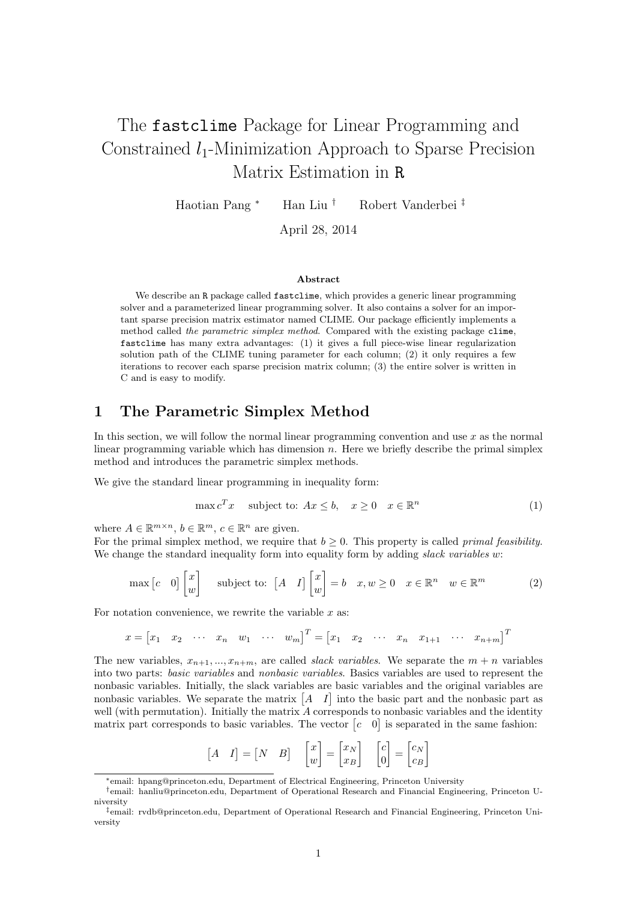# The fastclime Package for Linear Programming and Constrained $l_1$-Minimization Approach to Sparse Precision Matrix Estimation in R

Haotian Pang [*] Han Liu [†] Robert Vanderbei [‡]

April 28, 2014

**Abstract**

We describe an R package called fastclime, which provides a generic linear programming solver and a parameterized linear programming solver. It also contains a solver for an important sparse precision matrix estimator named CLIME. Our package efficiently implements a method called *the parametric simplex method*. Compared with the existing package clime, fastclime has many extra advantages: (1) it gives a full piece-wise linear regularization solution path of the CLIME tuning parameter for each column; (2) it only requires a few iterations to recover each sparse precision matrix column; (3) the entire solver is written in C and is easy to modify.

## 1 The Parametric Simplex Method

In this section, we will follow the normal linear programming convention and use $x$ as the normal linear programming variable which has dimension $n$. Here we briefly describe the primal simplex method and introduces the parametric simplex methods.

We give the standard linear programming in inequality form:

$$\max c^T x \quad \text{subject to: } Ax \leq b, \quad x \geq 0 \quad x \in \mathbb{R}^n \tag{1}$$

where $A \in \mathbb{R}^{m \times n}$, $b \in \mathbb{R}^m$, $c \in \mathbb{R}^n$ are given.
For the primal simplex method, we require that $b \geq 0$. This property is called *primal feasibility*. We change the standard inequality form into equality form by adding *slack variables* $w$:

$$\max \begin{bmatrix} c & 0 \end{bmatrix} \begin{bmatrix} x \\ w \end{bmatrix} \quad \text{subject to: } \begin{bmatrix} A & I \end{bmatrix} \begin{bmatrix} x \\ w \end{bmatrix} = b \quad x, w \geq 0 \quad x \in \mathbb{R}^n \quad w \in \mathbb{R}^m \tag{2}$$

For notation convenience, we rewrite the variable $x$ as:

$$x = \begin{bmatrix} x_1 & x_2 & \cdots & x_n & w_1 & \cdots & w_m \end{bmatrix}^T = \begin{bmatrix} x_1 & x_2 & \cdots & x_n & x_{1+1} & \cdots & x_{n+m} \end{bmatrix}^T$$

The new variables, $x_{n+1}, ..., x_{n+m}$, are called *slack variables*. We separate the $m + n$ variables into two parts: *basic variables* and *nonbasic variables*. Basics variables are used to represent the nonbasic variables. Initially, the slack variables are basic variables and the original variables are nonbasic variables. We separate the matrix $\begin{bmatrix} A & I \end{bmatrix}$ into the basic part and the nonbasic part as well (with permutation). Initially the matrix $A$ corresponds to nonbasic variables and the identity matrix part corresponds to basic variables. The vector $\begin{bmatrix} c & 0 \end{bmatrix}$ is separated in the same fashion:

$$\begin{bmatrix} A & I \end{bmatrix} = \begin{bmatrix} N & B \end{bmatrix} \quad \begin{bmatrix} x \\ w \end{bmatrix} = \begin{bmatrix} x_N \\ x_B \end{bmatrix} \quad \begin{bmatrix} c \\ 0 \end{bmatrix} = \begin{bmatrix} c_N \\ c_B \end{bmatrix}$$

---

[*] email: hpang@princeton.edu, Department of Electrical Engineering, Princeton University

[†] email: hanliu@princeton.edu, Department of Operational Research and Financial Engineering, Princeton University

[‡] email: rvdb@princeton.edu, Department of Operational Research and Financial Engineering, Princeton University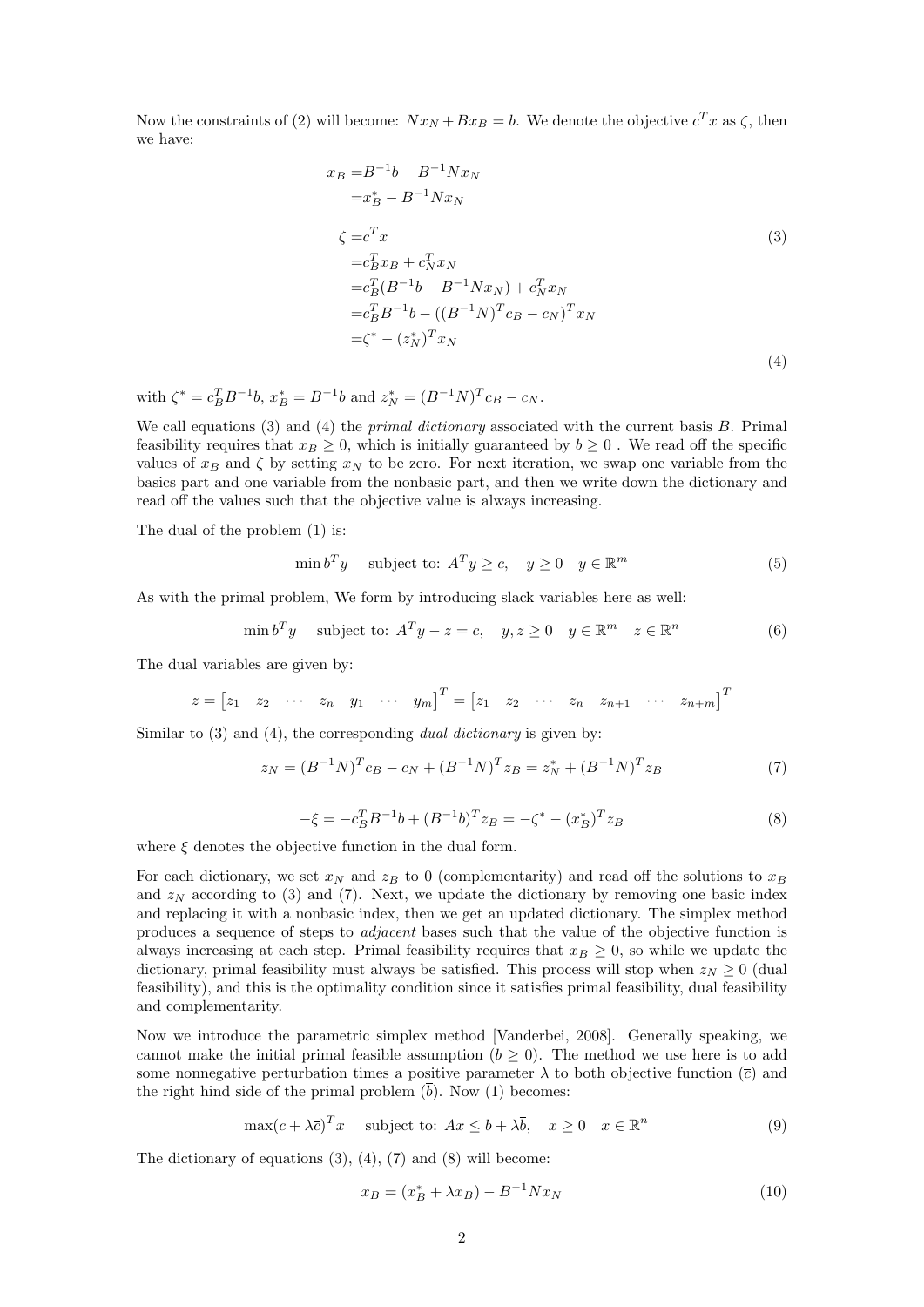Now the constraints of (2) will become: $Nx_N + Bx_B = b$. We denote the objective $c^Tx$ as $\zeta$, then we have:

$$
\begin{aligned}
x_B =& B^{-1}b - B^{-1}Nx_N \\
=& x_B^* - B^{-1}Nx_N
\end{aligned}
\tag{3}
$$

$$
\begin{aligned}
\zeta =& c^Tx \\
=& c_B^Tx_B + c_N^Tx_N \\
=& c_B^T(B^{-1}b - B^{-1}Nx_N) + c_N^Tx_N \\
=& c_B^TB^{-1}b - ((B^{-1}N)^Tc_B - c_N)^Tx_N \\
=& \zeta^* - (z_N^*)^Tx_N
\end{aligned}
\tag{4}
$$

with $\zeta^* = c_B^TB^{-1}b$, $x_B^* = B^{-1}b$ and $z_N^* = (B^{-1}N)^Tc_B - c_N$.

We call equations (3) and (4) the *primal dictionary* associated with the current basis $B$. Primal feasibility requires that $x_B \geq 0$, which is initially guaranteed by $b \geq 0$ . We read off the specific values of $x_B$ and $\zeta$ by setting $x_N$ to be zero. For next iteration, we swap one variable from the basics part and one variable from the nonbasic part, and then we write down the dictionary and read off the values such that the objective value is always increasing.

The dual of the problem (1) is:

$$
\min b^Ty \quad \text{subject to: } A^Ty \geq c, \quad y \geq 0 \quad y \in \mathbb{R}^m \tag{5}
$$

As with the primal problem, We form by introducing slack variables here as well:

$$
\min b^Ty \quad \text{subject to: } A^Ty - z = c, \quad y, z \geq 0 \quad y \in \mathbb{R}^m \quad z \in \mathbb{R}^n \tag{6}
$$

The dual variables are given by:

$$
z = \begin{bmatrix} z_1 & z_2 & \cdots & z_n & y_1 & \cdots & y_m \end{bmatrix}^T = \begin{bmatrix} z_1 & z_2 & \cdots & z_n & z_{n+1} & \cdots & z_{n+m} \end{bmatrix}^T
$$

Similar to (3) and (4), the corresponding *dual dictionary* is given by:

$$
z_N = (B^{-1}N)^Tc_B - c_N + (B^{-1}N)^Tz_B = z_N^* + (B^{-1}N)^Tz_B \tag{7}
$$

$$
-\xi = -c_B^TB^{-1}b + (B^{-1}b)^Tz_B = -\zeta^* - (x_B^*)^Tz_B \tag{8}
$$

where $\xi$ denotes the objective function in the dual form.

For each dictionary, we set $x_N$ and $z_B$ to 0 (complementarity) and read off the solutions to $x_B$ and $z_N$ according to (3) and (7). Next, we update the dictionary by removing one basic index and replacing it with a nonbasic index, then we get an updated dictionary. The simplex method produces a sequence of steps to *adjacent* bases such that the value of the objective function is always increasing at each step. Primal feasibility requires that $x_B \geq 0$, so while we update the dictionary, primal feasibility must always be satisfied. This process will stop when $z_N \geq 0$ (dual feasibility), and this is the optimality condition since it satisfies primal feasibility, dual feasibility and complementarity.

Now we introduce the parametric simplex method [Vanderbei, 2008]. Generally speaking, we cannot make the initial primal feasible assumption ($b \geq 0$). The method we use here is to add some nonnegative perturbation times a positive parameter $\lambda$ to both objective function ($\bar{c}$) and the right hind side of the primal problem ($\bar{b}$). Now (1) becomes:

$$
\max(c + \lambda\bar{c})^Tx \quad \text{subject to: } Ax \leq b + \lambda\bar{b}, \quad x \geq 0 \quad x \in \mathbb{R}^n \tag{9}
$$

The dictionary of equations (3), (4), (7) and (8) will become:

$$
x_B = (x_B^* + \lambda\bar{x}_B) - B^{-1}Nx_N \tag{10}
$$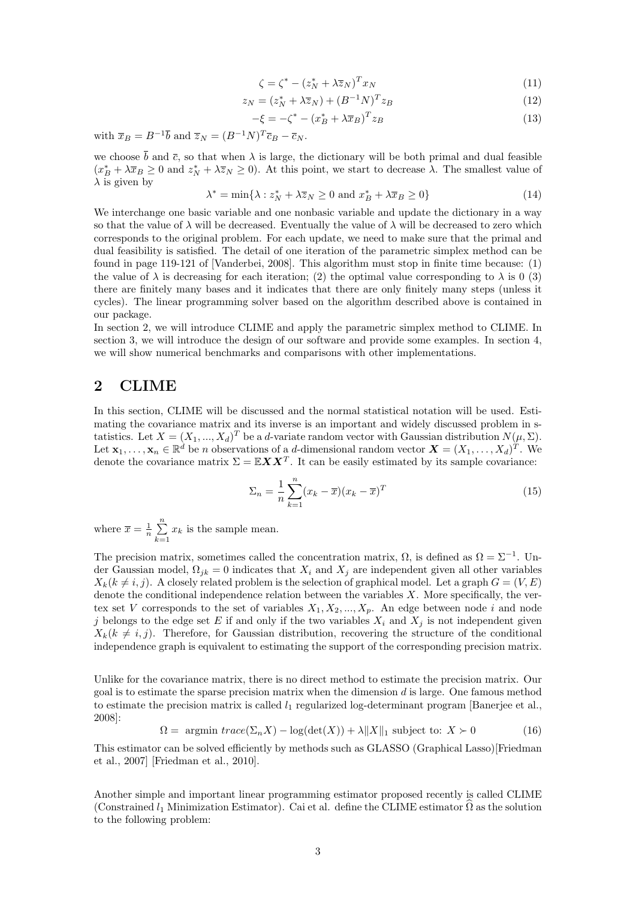$$\zeta = \zeta^* - (z_N^* + \lambda \overline{z}_N)^T x_N \tag{11}$$

$$z_N = (z_N^* + \lambda \overline{z}_N) + (B^{-1}N)^T z_B \tag{12}$$

$$-\xi = -\zeta^* - (x_B^* + \lambda \overline{x}_B)^T z_B \tag{13}$$

with $\overline{x}_B = B^{-1}\overline{b}$ and $\overline{z}_N = (B^{-1}N)^T \overline{c}_B - \overline{c}_N$.

we choose $\overline{b}$ and $\overline{c}$, so that when $\lambda$ is large, the dictionary will be both primal and dual feasible ($x_B^* + \lambda \overline{x}_B \geq 0$ and $z_N^* + \lambda \overline{z}_N \geq 0$). At this point, we start to decrease $\lambda$. The smallest value of $\lambda$ is given by

$$\lambda^* = \min\{\lambda : z_N^* + \lambda \overline{z}_N \geq 0 \text{ and } x_B^* + \lambda \overline{x}_B \geq 0\} \tag{14}$$

We interchange one basic variable and one nonbasic variable and update the dictionary in a way so that the value of $\lambda$ will be decreased. Eventually the value of $\lambda$ will be decreased to zero which corresponds to the original problem. For each update, we need to make sure that the primal and dual feasibility is satisfied. The detail of one iteration of the parametric simplex method can be found in page 119-121 of [Vanderbei, 2008]. This algorithm must stop in finite time because: (1) the value of $\lambda$ is decreasing for each iteration; (2) the optimal value corresponding to $\lambda$ is 0 (3) there are finitely many bases and it indicates that there are only finitely many steps (unless it cycles). The linear programming solver based on the algorithm described above is contained in our package.

In section 2, we will introduce CLIME and apply the parametric simplex method to CLIME. In section 3, we will introduce the design of our software and provide some examples. In section 4, we will show numerical benchmarks and comparisons with other implementations.

## 2 CLIME

In this section, CLIME will be discussed and the normal statistical notation will be used. Estimating the covariance matrix and its inverse is an important and widely discussed problem in statistics. Let $X = (X_1, ..., X_d)^T$ be a $d$-variate random vector with Gaussian distribution $N(\mu, \Sigma)$. Let $\mathbf{x}_1, \ldots, \mathbf{x}_n \in \mathbb{R}^d$ be $n$ observations of a $d$-dimensional random vector $\boldsymbol{X} = (X_1, \ldots, X_d)^T$. We denote the covariance matrix $\Sigma = \mathbb{E}\boldsymbol{X}\boldsymbol{X}^T$. It can be easily estimated by its sample covariance:

$$\Sigma_n = \frac{1}{n}\sum_{k=1}^{n}(x_k - \overline{x})(x_k - \overline{x})^T \tag{15}$$

where $\overline{x} = \frac{1}{n}\sum\limits_{k=1}^{n} x_k$ is the sample mean.

The precision matrix, sometimes called the concentration matrix, $\Omega$, is defined as $\Omega = \Sigma^{-1}$. Under Gaussian model, $\Omega_{jk} = 0$ indicates that $X_i$ and $X_j$ are independent given all other variables $X_k (k \neq i, j)$. A closely related problem is the selection of graphical model. Let a graph $G = (V, E)$ denote the conditional independence relation between the variables $X$. More specifically, the vertex set $V$ corresponds to the set of variables $X_1, X_2, ..., X_p$. An edge between node $i$ and node $j$ belongs to the edge set $E$ if and only if the two variables $X_i$ and $X_j$ is not independent given $X_k (k \neq i, j)$. Therefore, for Gaussian distribution, recovering the structure of the conditional independence graph is equivalent to estimating the support of the corresponding precision matrix.

Unlike for the covariance matrix, there is no direct method to estimate the precision matrix. Our goal is to estimate the sparse precision matrix when the dimension $d$ is large. One famous method to estimate the precision matrix is called $l_1$ regularized log-determinant program [Banerjee et al., 2008]:

$$\Omega = \text{ argmin } trace(\Sigma_n X) - \log(\det(X)) + \lambda\|X\|_1 \text{ subject to: } X \succ 0 \tag{16}$$

This estimator can be solved efficiently by methods such as GLASSO (Graphical Lasso)[Friedman et al., 2007] [Friedman et al., 2010].

Another simple and important linear programming estimator proposed recently is called CLIME (Constrained $l_1$ Minimization Estimator). Cai et al. define the CLIME estimator $\widehat{\Omega}$ as the solution to the following problem: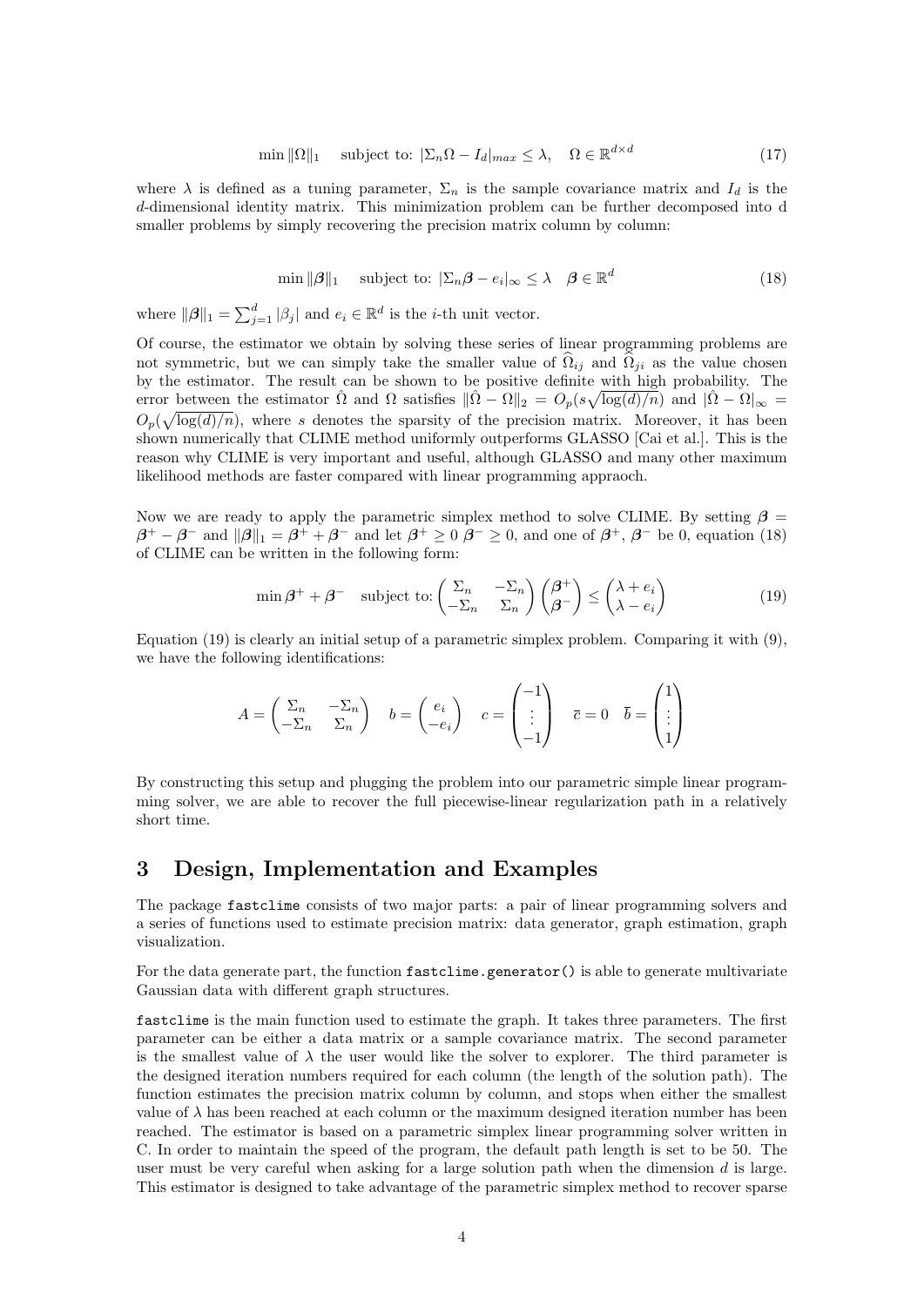$$\min \|\Omega\|_1 \quad \text{subject to: } |\Sigma_n \Omega - I_d|_{max} \leq \lambda, \quad \Omega \in \mathbb{R}^{d\times d} \tag{17}$$

where $\lambda$ is defined as a tuning parameter, $\Sigma_n$ is the sample covariance matrix and $I_d$ is the $d$-dimensional identity matrix. This minimization problem can be further decomposed into d smaller problems by simply recovering the precision matrix column by column:

$$\min \|\boldsymbol{\beta}\|_1 \quad \text{subject to: } |\Sigma_n \boldsymbol{\beta} - e_i|_\infty \leq \lambda \quad \boldsymbol{\beta} \in \mathbb{R}^d \tag{18}$$

where $\|\boldsymbol{\beta}\|_1 = \sum_{j=1}^d |\beta_j|$ and $e_i \in \mathbb{R}^d$ is the $i$-th unit vector.

Of course, the estimator we obtain by solving these series of linear programming problems are not symmetric, but we can simply take the smaller value of $\widehat{\Omega}_{ij}$ and $\widehat{\Omega}_{ji}$ as the value chosen by the estimator. The result can be shown to be positive definite with high probability. The error between the estimator $\hat{\Omega}$ and $\Omega$ satisfies $\|\hat{\Omega} - \Omega\|_2 = O_p(s\sqrt{\log(d)/n})$ and $|\hat{\Omega} - \Omega|_\infty = O_p(\sqrt{\log(d)/n})$, where $s$ denotes the sparsity of the precision matrix. Moreover, it has been shown numerically that CLIME method uniformly outperforms GLASSO [Cai et al.]. This is the reason why CLIME is very important and useful, although GLASSO and many other maximum likelihood methods are faster compared with linear programming appraoch.

Now we are ready to apply the parametric simplex method to solve CLIME. By setting $\boldsymbol{\beta} = \boldsymbol{\beta}^+ - \boldsymbol{\beta}^-$ and $\|\boldsymbol{\beta}\|_1 = \boldsymbol{\beta}^+ + \boldsymbol{\beta}^-$ and let $\boldsymbol{\beta}^+ \geq 0$ $\boldsymbol{\beta}^- \geq 0$, and one of $\boldsymbol{\beta}^+$, $\boldsymbol{\beta}^-$ be 0, equation (18) of CLIME can be written in the following form:

$$\min \boldsymbol{\beta}^+ + \boldsymbol{\beta}^- \quad \text{subject to: } \begin{pmatrix} \Sigma_n & -\Sigma_n \\ -\Sigma_n & \Sigma_n \end{pmatrix} \begin{pmatrix} \boldsymbol{\beta}^+ \\ \boldsymbol{\beta}^- \end{pmatrix} \leq \begin{pmatrix} \lambda + e_i \\ \lambda - e_i \end{pmatrix} \tag{19}$$

Equation (19) is clearly an initial setup of a parametric simplex problem. Comparing it with (9), we have the following identifications:

$$A = \begin{pmatrix} \Sigma_n & -\Sigma_n \\ -\Sigma_n & \Sigma_n \end{pmatrix} \quad b = \begin{pmatrix} e_i \\ -e_i \end{pmatrix} \quad c = \begin{pmatrix} -1 \\ \vdots \\ -1 \end{pmatrix} \quad \overline{c} = 0 \quad \overline{b} = \begin{pmatrix} 1 \\ \vdots \\ 1 \end{pmatrix}$$

By constructing this setup and plugging the problem into our parametric simple linear programming solver, we are able to recover the full piecewise-linear regularization path in a relatively short time.

# 3 Design, Implementation and Examples

The package `fastclime` consists of two major parts: a pair of linear programming solvers and a series of functions used to estimate precision matrix: data generator, graph estimation, graph visualization.

For the data generate part, the function `fastclime.generator()` is able to generate multivariate Gaussian data with different graph structures.

`fastclime` is the main function used to estimate the graph. It takes three parameters. The first parameter can be either a data matrix or a sample covariance matrix. The second parameter is the smallest value of $\lambda$ the user would like the solver to explorer. The third parameter is the designed iteration numbers required for each column (the length of the solution path). The function estimates the precision matrix column by column, and stops when either the smallest value of $\lambda$ has been reached at each column or the maximum designed iteration number has been reached. The estimator is based on a parametric simplex linear programming solver written in C. In order to maintain the speed of the program, the default path length is set to be 50. The user must be very careful when asking for a large solution path when the dimension $d$ is large. This estimator is designed to take advantage of the parametric simplex method to recover sparse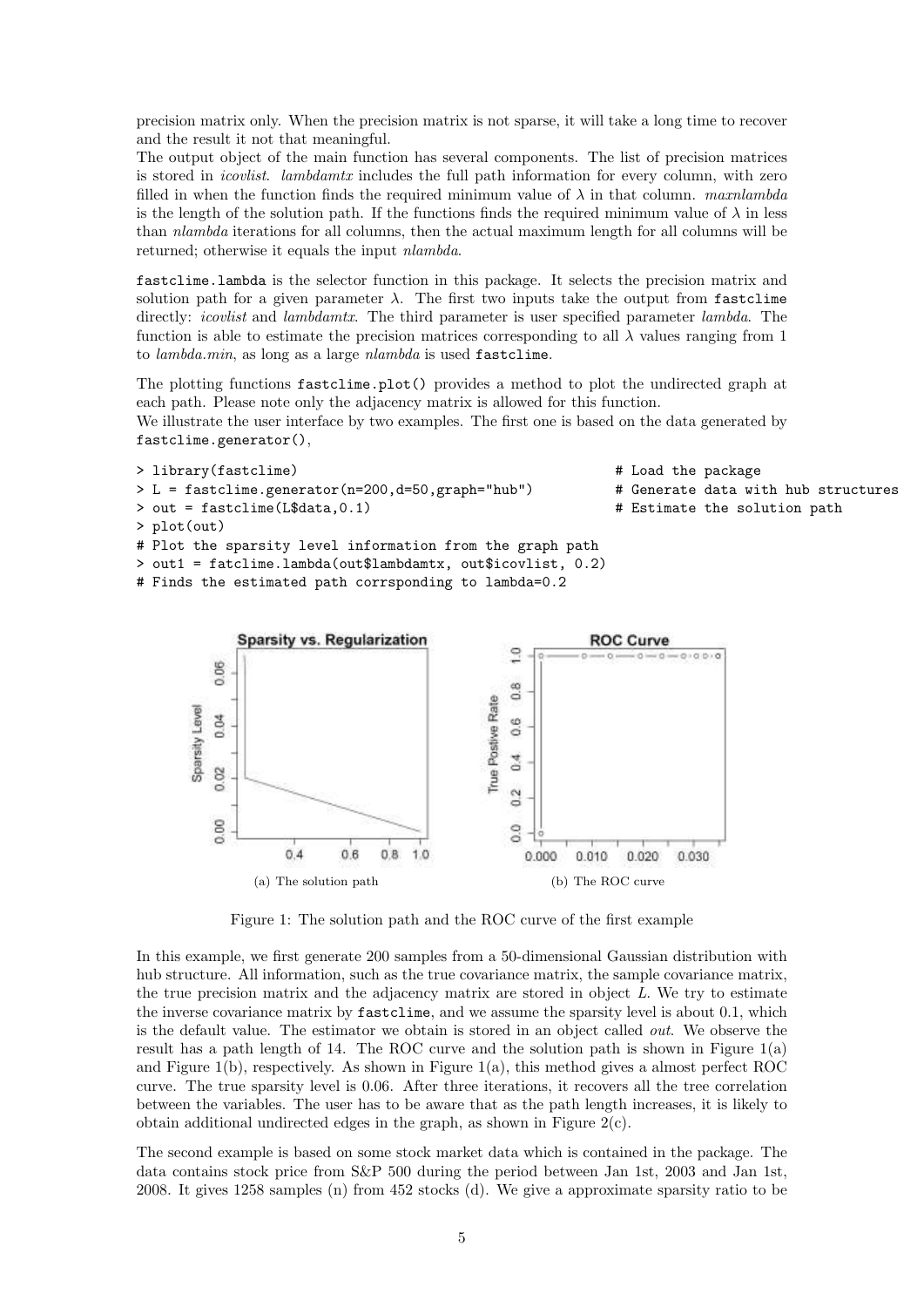precision matrix only. When the precision matrix is not sparse, it will take a long time to recover and the result it not that meaningful.
The output object of the main function has several components. The list of precision matrices is stored in *icovlist*. *lambdamtx* includes the full path information for every column, with zero filled in when the function finds the required minimum value of $\lambda$ in that column. *maxnlambda* is the length of the solution path. If the functions finds the required minimum value of $\lambda$ in less than *nlambda* iterations for all columns, then the actual maximum length for all columns will be returned; otherwise it equals the input *nlambda*.

`fastclime.lambda` is the selector function in this package. It selects the precision matrix and solution path for a given parameter $\lambda$. The first two inputs take the output from `fastclime` directly: *icovlist* and *lambdamtx*. The third parameter is user specified parameter *lambda*. The function is able to estimate the precision matrices corresponding to all $\lambda$ values ranging from 1 to *lambda.min*, as long as a large *nlambda* is used `fastclime`.

The plotting functions `fastclime.plot()` provides a method to plot the undirected graph at each path. Please note only the adjacency matrix is allowed for this function.
We illustrate the user interface by two examples. The first one is based on the data generated by `fastclime.generator()`,

```
> library(fastclime)                                    # Load the package
> L = fastclime.generator(n=200,d=50,graph="hub")       # Generate data with hub structures
> out = fastclime(L$data,0.1)                           # Estimate the solution path
> plot(out)
# Plot the sparsity level information from the graph path
> out1 = fatclime.lambda(out$lambdamtx, out$icovlist, 0.2)
# Finds the estimated path corrsponding to lambda=0.2
```

(a) The solution path

(b) The ROC curve

Figure 1: The solution path and the ROC curve of the first example

In this example, we first generate 200 samples from a 50-dimensional Gaussian distribution with hub structure. All information, such as the true covariance matrix, the sample covariance matrix, the true precision matrix and the adjacency matrix are stored in object *L*. We try to estimate the inverse covariance matrix by `fastclime`, and we assume the sparsity level is about 0.1, which is the default value. The estimator we obtain is stored in an object called *out*. We observe the result has a path length of 14. The ROC curve and the solution path is shown in Figure 1(a) and Figure 1(b), respectively. As shown in Figure 1(a), this method gives a almost perfect ROC curve. The true sparsity level is 0.06. After three iterations, it recovers all the tree correlation between the variables. The user has to be aware that as the path length increases, it is likely to obtain additional undirected edges in the graph, as shown in Figure 2(c).

The second example is based on some stock market data which is contained in the package. The data contains stock price from S&P 500 during the period between Jan 1st, 2003 and Jan 1st, 2008. It gives 1258 samples (n) from 452 stocks (d). We give a approximate sparsity ratio to be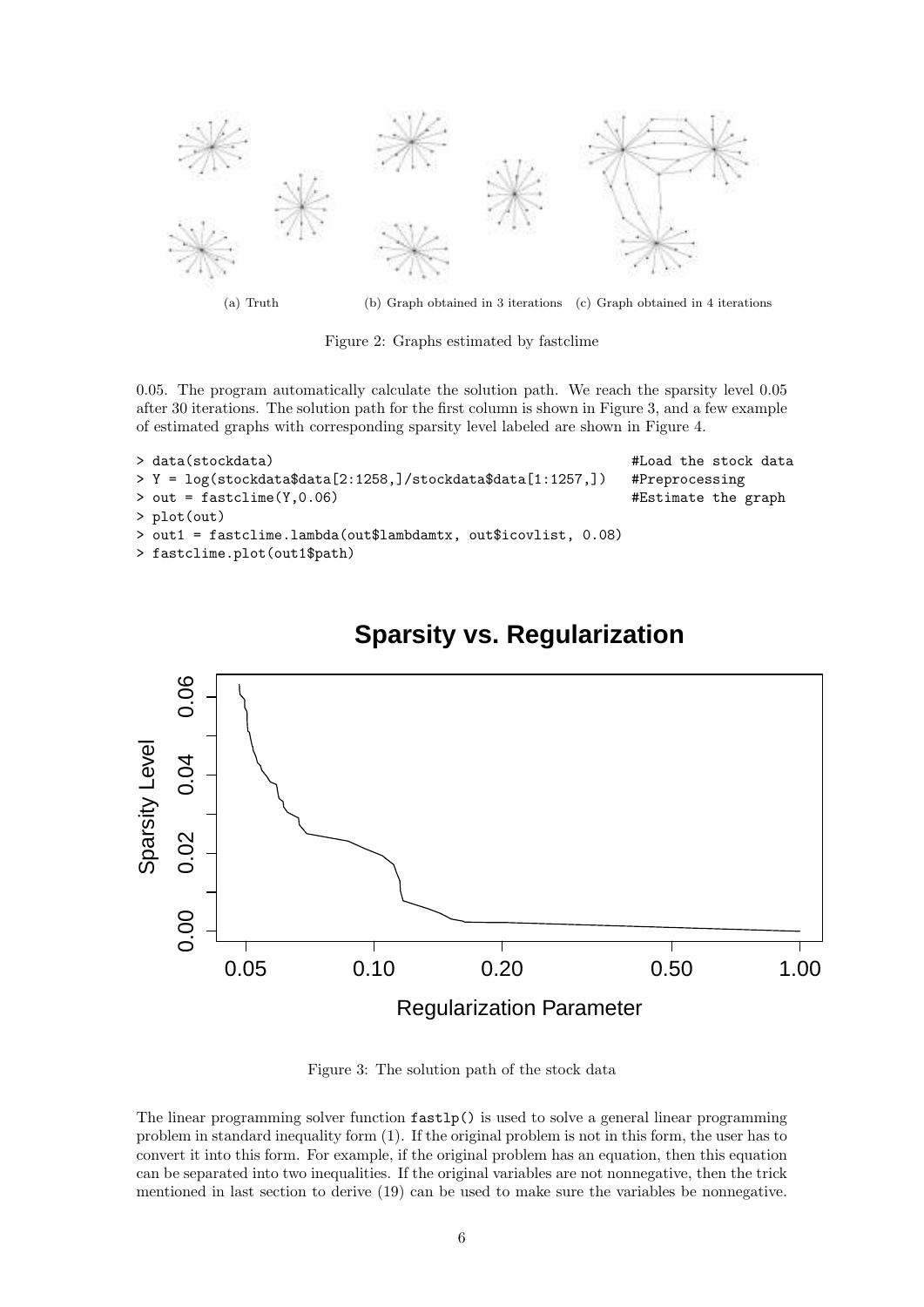(a) Truth (b) Graph obtained in 3 iterations (c) Graph obtained in 4 iterations

Figure 2: Graphs estimated by fastclime

0.05. The program automatically calculate the solution path. We reach the sparsity level 0.05 after 30 iterations. The solution path for the first column is shown in Figure 3, and a few example of estimated graphs with corresponding sparsity level labeled are shown in Figure 4.

```
> data(stockdata)                                              #Load the stock data
> Y = log(stockdata$data[2:1258,]/stockdata$data[1:1257,])    #Preprocessing
> out = fastclime(Y,0.06)                                      #Estimate the graph
> plot(out)
> out1 = fastclime.lambda(out$lambdamtx, out$icovlist, 0.08)
> fastclime.plot(out1$path)
```

Figure 3: The solution path of the stock data

The linear programming solver function `fastlp()` is used to solve a general linear programming problem in standard inequality form (1). If the original problem is not in this form, the user has to convert it into this form. For example, if the original problem has an equation, then this equation can be separated into two inequalities. If the original variables are not nonnegative, then the trick mentioned in last section to derive (19) can be used to make sure the variables be nonnegative.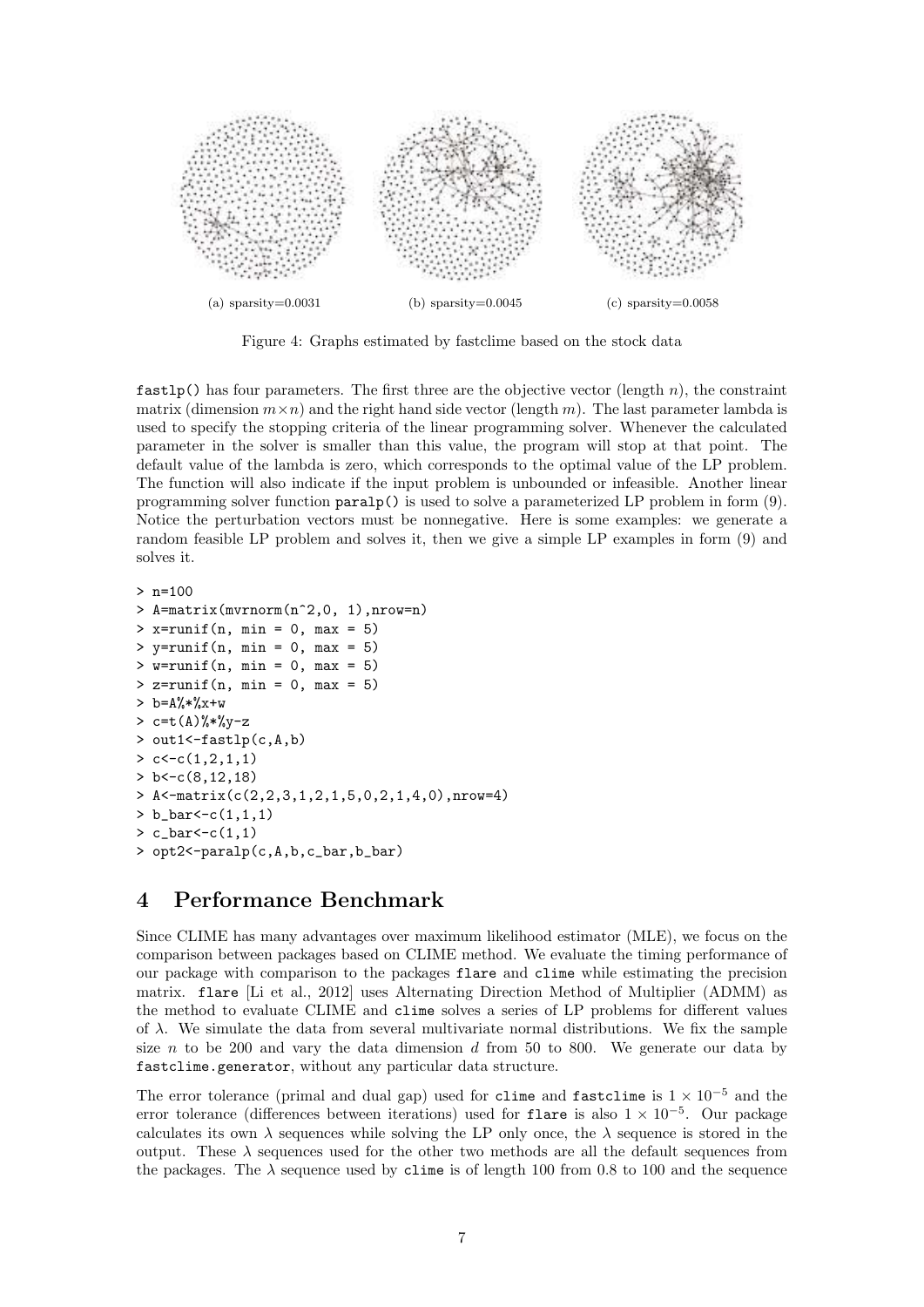(a) sparsity=0.0031 (b) sparsity=0.0045 (c) sparsity=0.0058

Figure 4: Graphs estimated by fastclime based on the stock data

`fastlp()` has four parameters. The first three are the objective vector (length $n$), the constraint matrix (dimension $m \times n$) and the right hand side vector (length $m$). The last parameter lambda is used to specify the stopping criteria of the linear programming solver. Whenever the calculated parameter in the solver is smaller than this value, the program will stop at that point. The default value of the lambda is zero, which corresponds to the optimal value of the LP problem. The function will also indicate if the input problem is unbounded or infeasible. Another linear programming solver function `paralp()` is used to solve a parameterized LP problem in form (9). Notice the perturbation vectors must be nonnegative. Here is some examples: we generate a random feasible LP problem and solves it, then we give a simple LP examples in form (9) and solves it.

```
> n=100
> A=matrix(mvrnorm(n^2,0, 1),nrow=n)
> x=runif(n, min = 0, max = 5)
> y=runif(n, min = 0, max = 5)
> w=runif(n, min = 0, max = 5)
> z=runif(n, min = 0, max = 5)
> b=A%*%x+w
> c=t(A)%*%y-z
> out1<-fastlp(c,A,b)
> c<-c(1,2,1,1)
> b<-c(8,12,18)
> A<-matrix(c(2,2,3,1,2,1,5,0,2,1,4,0),nrow=4)
> b_bar<-c(1,1,1)
> c_bar<-c(1,1)
> opt2<-paralp(c,A,b,c_bar,b_bar)
```

# 4 Performance Benchmark

Since CLIME has many advantages over maximum likelihood estimator (MLE), we focus on the comparison between packages based on CLIME method. We evaluate the timing performance of our package with comparison to the packages `flare` and `clime` while estimating the precision matrix. `flare` [Li et al., 2012] uses Alternating Direction Method of Multiplier (ADMM) as the method to evaluate CLIME and `clime` solves a series of LP problems for different values of $\lambda$. We simulate the data from several multivariate normal distributions. We fix the sample size $n$ to be 200 and vary the data dimension $d$ from 50 to 800. We generate our data by `fastclime.generator`, without any particular data structure.

The error tolerance (primal and dual gap) used for `clime` and `fastclime` is $1 \times 10^{-5}$ and the error tolerance (differences between iterations) used for `flare` is also $1 \times 10^{-5}$. Our package calculates its own $\lambda$ sequences while solving the LP only once, the $\lambda$ sequence is stored in the output. These $\lambda$ sequences used for the other two methods are all the default sequences from the packages. The $\lambda$ sequence used by `clime` is of length 100 from 0.8 to 100 and the sequence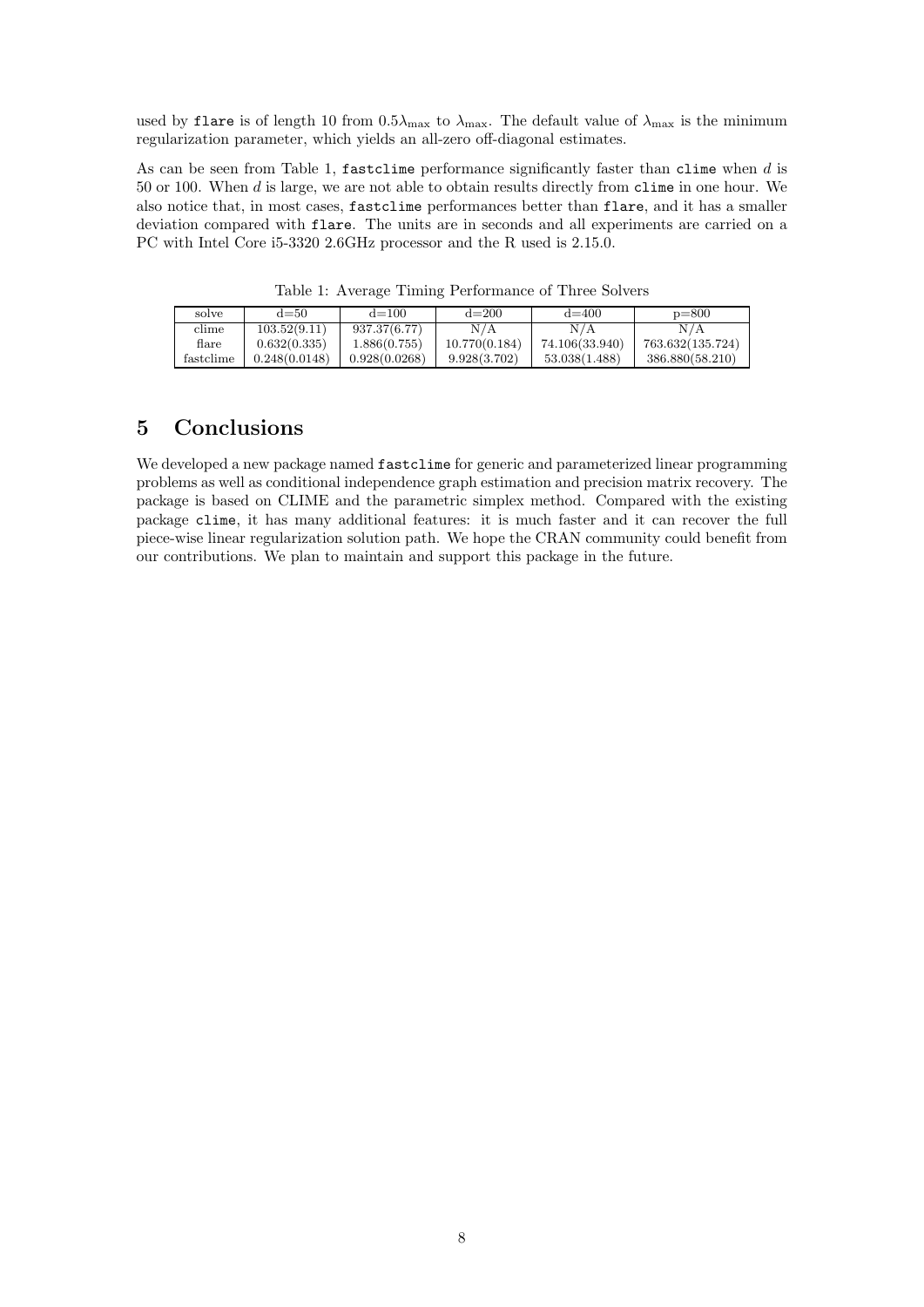used by `flare` is of length 10 from $0.5\lambda_{\max}$ to $\lambda_{\max}$. The default value of $\lambda_{\max}$ is the minimum regularization parameter, which yields an all-zero off-diagonal estimates.

As can be seen from Table 1, `fastclime` performance significantly faster than `clime` when $d$ is 50 or 100. When $d$ is large, we are not able to obtain results directly from `clime` in one hour. We also notice that, in most cases, `fastclime` performances better than `flare`, and it has a smaller deviation compared with `flare`. The units are in seconds and all experiments are carried on a PC with Intel Core i5-3320 2.6GHz processor and the R used is 2.15.0.

Table 1: Average Timing Performance of Three Solvers

| solve | d=50 | d=100 | d=200 | d=400 | p=800 |
|---|---|---|---|---|---|
| clime | 103.52(9.11) | 937.37(6.77) | N/A | N/A | N/A |
| flare | 0.632(0.335) | 1.886(0.755) | 10.770(0.184) | 74.106(33.940) | 763.632(135.724) |
| fastclime | 0.248(0.0148) | 0.928(0.0268) | 9.928(3.702) | 53.038(1.488) | 386.880(58.210) |

## 5 Conclusions

We developed a new package named `fastclime` for generic and parameterized linear programming problems as well as conditional independence graph estimation and precision matrix recovery. The package is based on CLIME and the parametric simplex method. Compared with the existing package `clime`, it has many additional features: it is much faster and it can recover the full piece-wise linear regularization solution path. We hope the CRAN community could benefit from our contributions. We plan to maintain and support this package in the future.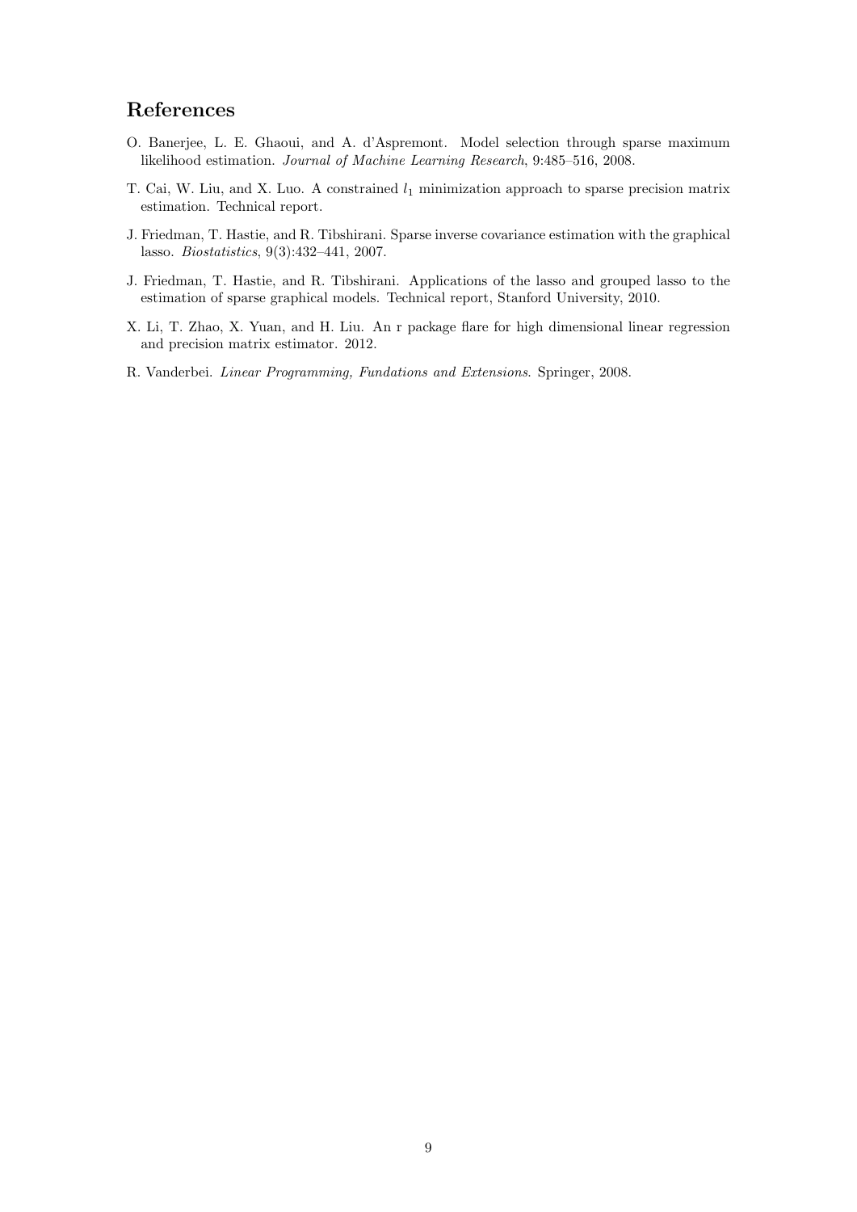## References

O. Banerjee, L. E. Ghaoui, and A. d'Aspremont. Model selection through sparse maximum likelihood estimation. *Journal of Machine Learning Research*, 9:485–516, 2008.

T. Cai, W. Liu, and X. Luo. A constrained $l_1$ minimization approach to sparse precision matrix estimation. Technical report.

J. Friedman, T. Hastie, and R. Tibshirani. Sparse inverse covariance estimation with the graphical lasso. *Biostatistics*, 9(3):432–441, 2007.

J. Friedman, T. Hastie, and R. Tibshirani. Applications of the lasso and grouped lasso to the estimation of sparse graphical models. Technical report, Stanford University, 2010.

X. Li, T. Zhao, X. Yuan, and H. Liu. An r package flare for high dimensional linear regression and precision matrix estimator. 2012.

R. Vanderbei. *Linear Programming, Fundations and Extensions*. Springer, 2008.